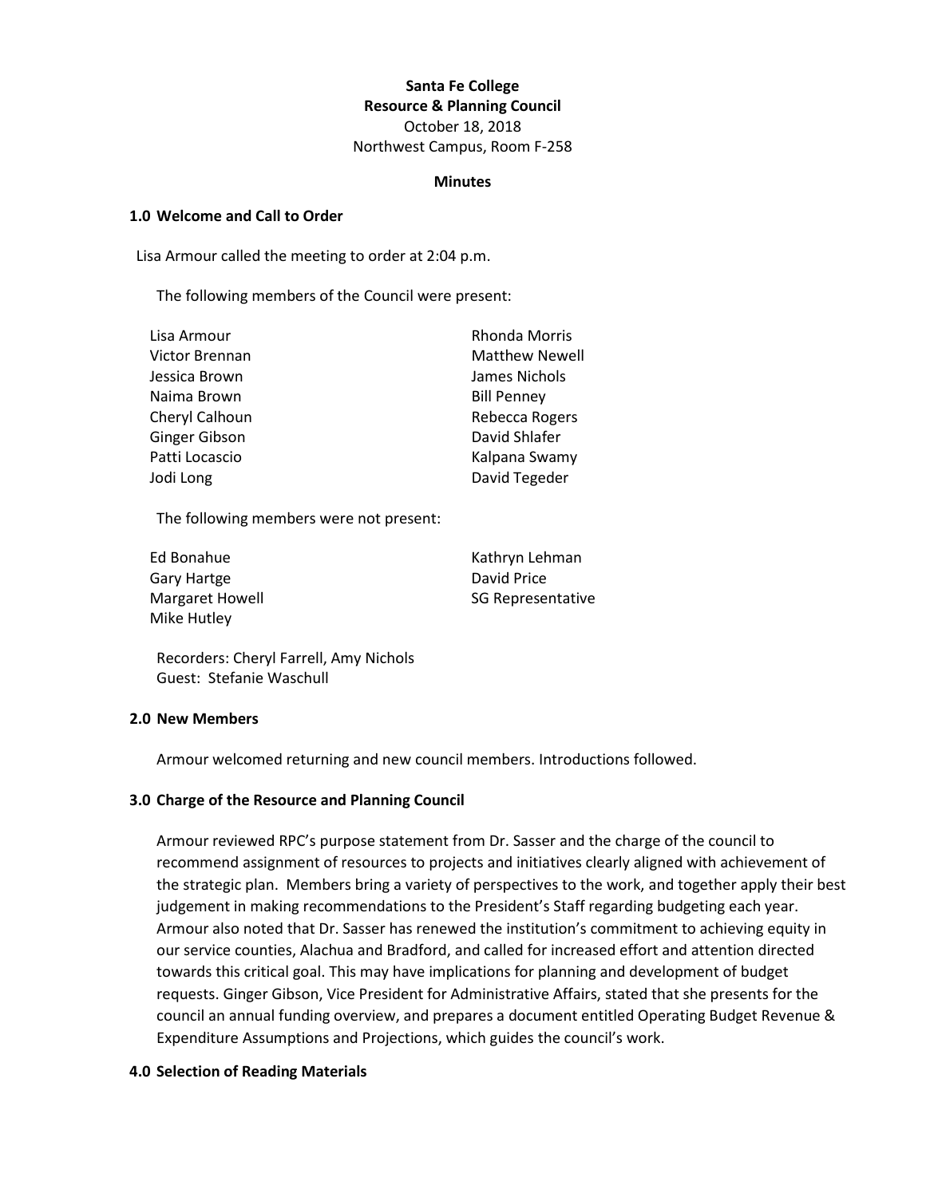**Santa Fe College**
**Resource & Planning Council**
October 18, 2018
Northwest Campus, Room F-258

**Minutes**

## 1.0 Welcome and Call to Order

Lisa Armour called the meeting to order at 2:04 p.m.

The following members of the Council were present:

- Lisa Armour
- Victor Brennan
- Jessica Brown
- Naima Brown
- Cheryl Calhoun
- Ginger Gibson
- Patti Locascio
- Jodi Long
- Rhonda Morris
- Matthew Newell
- James Nichols
- Bill Penney
- Rebecca Rogers
- David Shlafer
- Kalpana Swamy
- David Tegeder

The following members were not present:

- Ed Bonahue
- Gary Hartge
- Margaret Howell
- Mike Hutley
- Kathryn Lehman
- David Price
- SG Representative

Recorders: Cheryl Farrell, Amy Nichols
Guest: Stefanie Waschull

## 2.0 New Members

Armour welcomed returning and new council members. Introductions followed.

## 3.0 Charge of the Resource and Planning Council

Armour reviewed RPC's purpose statement from Dr. Sasser and the charge of the council to recommend assignment of resources to projects and initiatives clearly aligned with achievement of the strategic plan. Members bring a variety of perspectives to the work, and together apply their best judgement in making recommendations to the President's Staff regarding budgeting each year. Armour also noted that Dr. Sasser has renewed the institution's commitment to achieving equity in our service counties, Alachua and Bradford, and called for increased effort and attention directed towards this critical goal. This may have implications for planning and development of budget requests. Ginger Gibson, Vice President for Administrative Affairs, stated that she presents for the council an annual funding overview, and prepares a document entitled Operating Budget Revenue & Expenditure Assumptions and Projections, which guides the council's work.

## 4.0 Selection of Reading Materials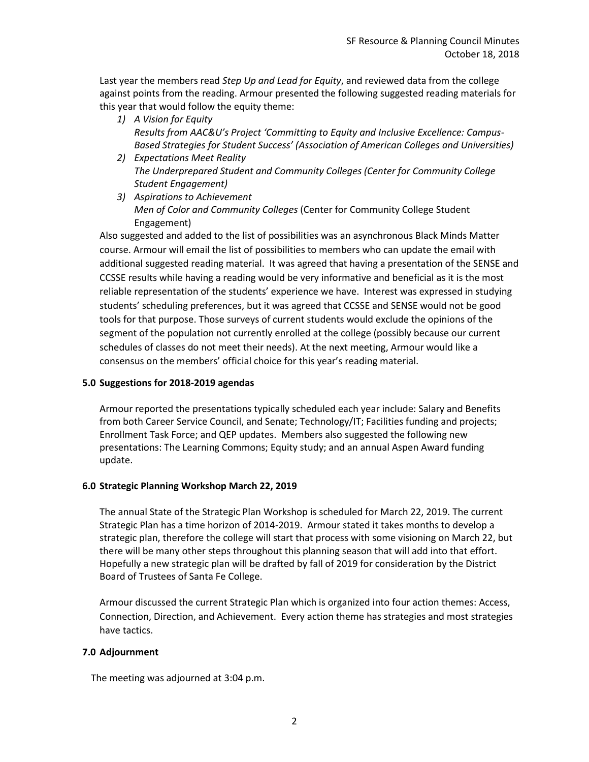Last year the members read *Step Up and Lead for Equity*, and reviewed data from the college against points from the reading. Armour presented the following suggested reading materials for this year that would follow the equity theme:

1) *A Vision for Equity*
   *Results from AAC&U's Project 'Committing to Equity and Inclusive Excellence: Campus-Based Strategies for Student Success' (Association of American Colleges and Universities)*
2) *Expectations Meet Reality*
   *The Underprepared Student and Community Colleges (Center for Community College Student Engagement)*
3) *Aspirations to Achievement*
   *Men of Color and Community Colleges* (Center for Community College Student Engagement)

Also suggested and added to the list of possibilities was an asynchronous Black Minds Matter course. Armour will email the list of possibilities to members who can update the email with additional suggested reading material. It was agreed that having a presentation of the SENSE and CCSSE results while having a reading would be very informative and beneficial as it is the most reliable representation of the students' experience we have. Interest was expressed in studying students' scheduling preferences, but it was agreed that CCSSE and SENSE would not be good tools for that purpose. Those surveys of current students would exclude the opinions of the segment of the population not currently enrolled at the college (possibly because our current schedules of classes do not meet their needs). At the next meeting, Armour would like a consensus on the members' official choice for this year's reading material.

## 5.0 Suggestions for 2018-2019 agendas

Armour reported the presentations typically scheduled each year include: Salary and Benefits from both Career Service Council, and Senate; Technology/IT; Facilities funding and projects; Enrollment Task Force; and QEP updates. Members also suggested the following new presentations: The Learning Commons; Equity study; and an annual Aspen Award funding update.

## 6.0 Strategic Planning Workshop March 22, 2019

The annual State of the Strategic Plan Workshop is scheduled for March 22, 2019. The current Strategic Plan has a time horizon of 2014-2019. Armour stated it takes months to develop a strategic plan, therefore the college will start that process with some visioning on March 22, but there will be many other steps throughout this planning season that will add into that effort. Hopefully a new strategic plan will be drafted by fall of 2019 for consideration by the District Board of Trustees of Santa Fe College.

Armour discussed the current Strategic Plan which is organized into four action themes: Access, Connection, Direction, and Achievement. Every action theme has strategies and most strategies have tactics.

## 7.0 Adjournment

The meeting was adjourned at 3:04 p.m.